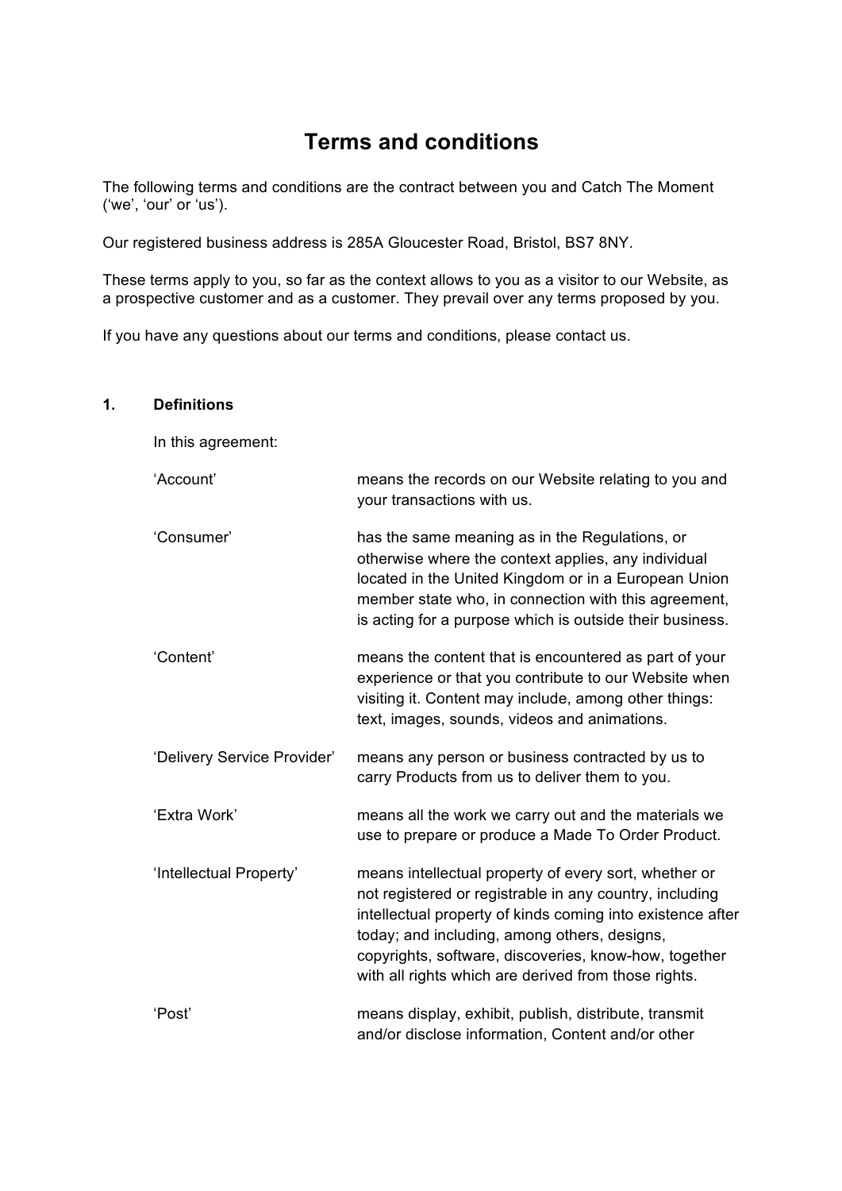# Terms and conditions

The following terms and conditions are the contract between you and Catch The Moment ('we', 'our' or 'us').

Our registered business address is 285A Gloucester Road, Bristol, BS7 8NY.

These terms apply to you, so far as the context allows to you as a visitor to our Website, as a prospective customer and as a customer. They prevail over any terms proposed by you.

If you have any questions about our terms and conditions, please contact us.

## 1. Definitions

In this agreement:

| Term | Meaning |
|---|---|
| 'Account' | means the records on our Website relating to you and your transactions with us. |
| 'Consumer' | has the same meaning as in the Regulations, or otherwise where the context applies, any individual located in the United Kingdom or in a European Union member state who, in connection with this agreement, is acting for a purpose which is outside their business. |
| 'Content' | means the content that is encountered as part of your experience or that you contribute to our Website when visiting it. Content may include, among other things: text, images, sounds, videos and animations. |
| 'Delivery Service Provider' | means any person or business contracted by us to carry Products from us to deliver them to you. |
| 'Extra Work' | means all the work we carry out and the materials we use to prepare or produce a Made To Order Product. |
| 'Intellectual Property' | means intellectual property of every sort, whether or not registered or registrable in any country, including intellectual property of kinds coming into existence after today; and including, among others, designs, copyrights, software, discoveries, know-how, together with all rights which are derived from those rights. |
| 'Post' | means display, exhibit, publish, distribute, transmit and/or disclose information, Content and/or other |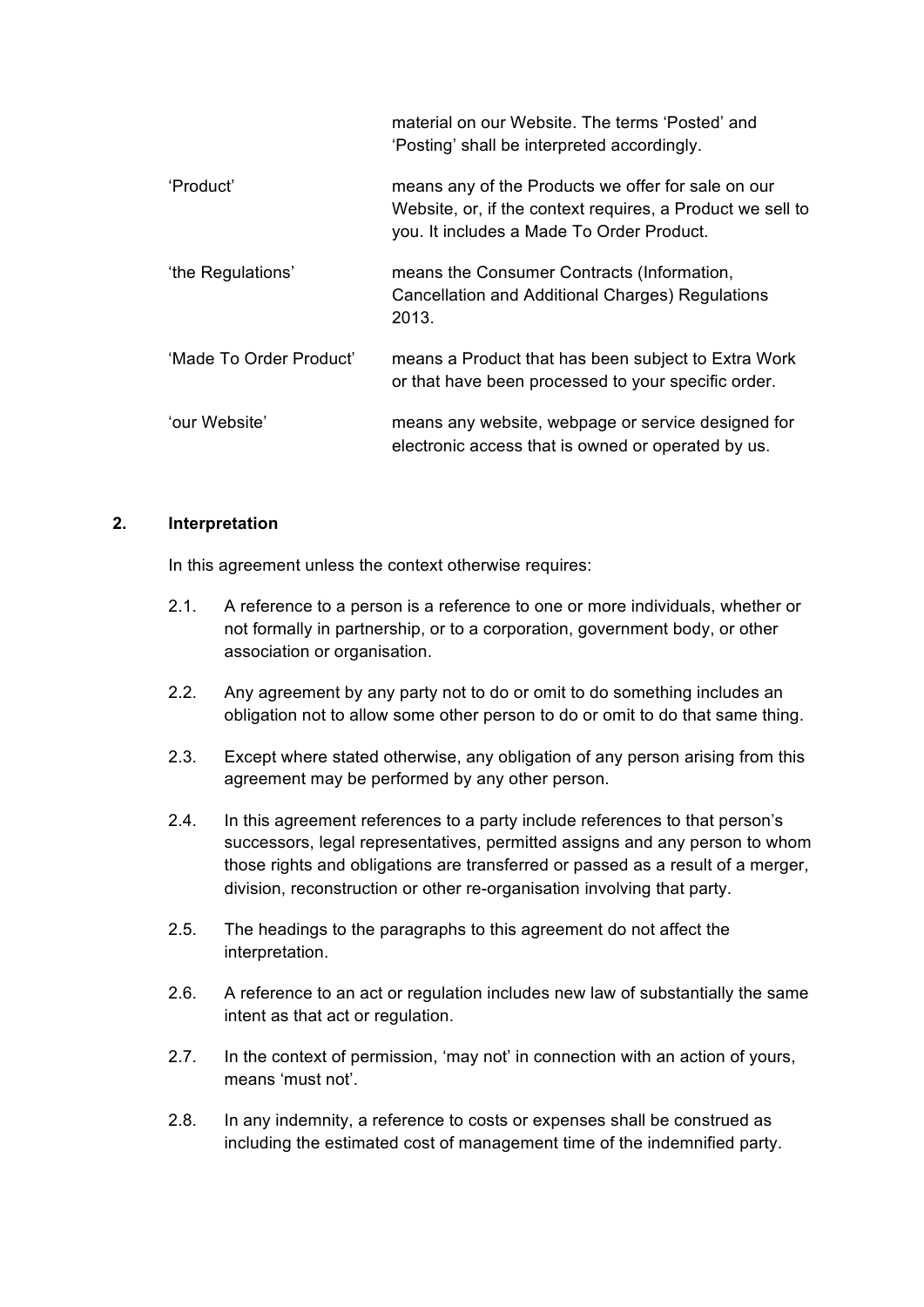| | |
|---|---|
| | material on our Website. The terms 'Posted' and 'Posting' shall be interpreted accordingly. |
| 'Product' | means any of the Products we offer for sale on our Website, or, if the context requires, a Product we sell to you. It includes a Made To Order Product. |
| 'the Regulations' | means the Consumer Contracts (Information, Cancellation and Additional Charges) Regulations 2013. |
| 'Made To Order Product' | means a Product that has been subject to Extra Work or that have been processed to your specific order. |
| 'our Website' | means any website, webpage or service designed for electronic access that is owned or operated by us. |

## 2. Interpretation

In this agreement unless the context otherwise requires:

2.1. A reference to a person is a reference to one or more individuals, whether or not formally in partnership, or to a corporation, government body, or other association or organisation.

2.2. Any agreement by any party not to do or omit to do something includes an obligation not to allow some other person to do or omit to do that same thing.

2.3. Except where stated otherwise, any obligation of any person arising from this agreement may be performed by any other person.

2.4. In this agreement references to a party include references to that person's successors, legal representatives, permitted assigns and any person to whom those rights and obligations are transferred or passed as a result of a merger, division, reconstruction or other re-organisation involving that party.

2.5. The headings to the paragraphs to this agreement do not affect the interpretation.

2.6. A reference to an act or regulation includes new law of substantially the same intent as that act or regulation.

2.7. In the context of permission, 'may not' in connection with an action of yours, means 'must not'.

2.8. In any indemnity, a reference to costs or expenses shall be construed as including the estimated cost of management time of the indemnified party.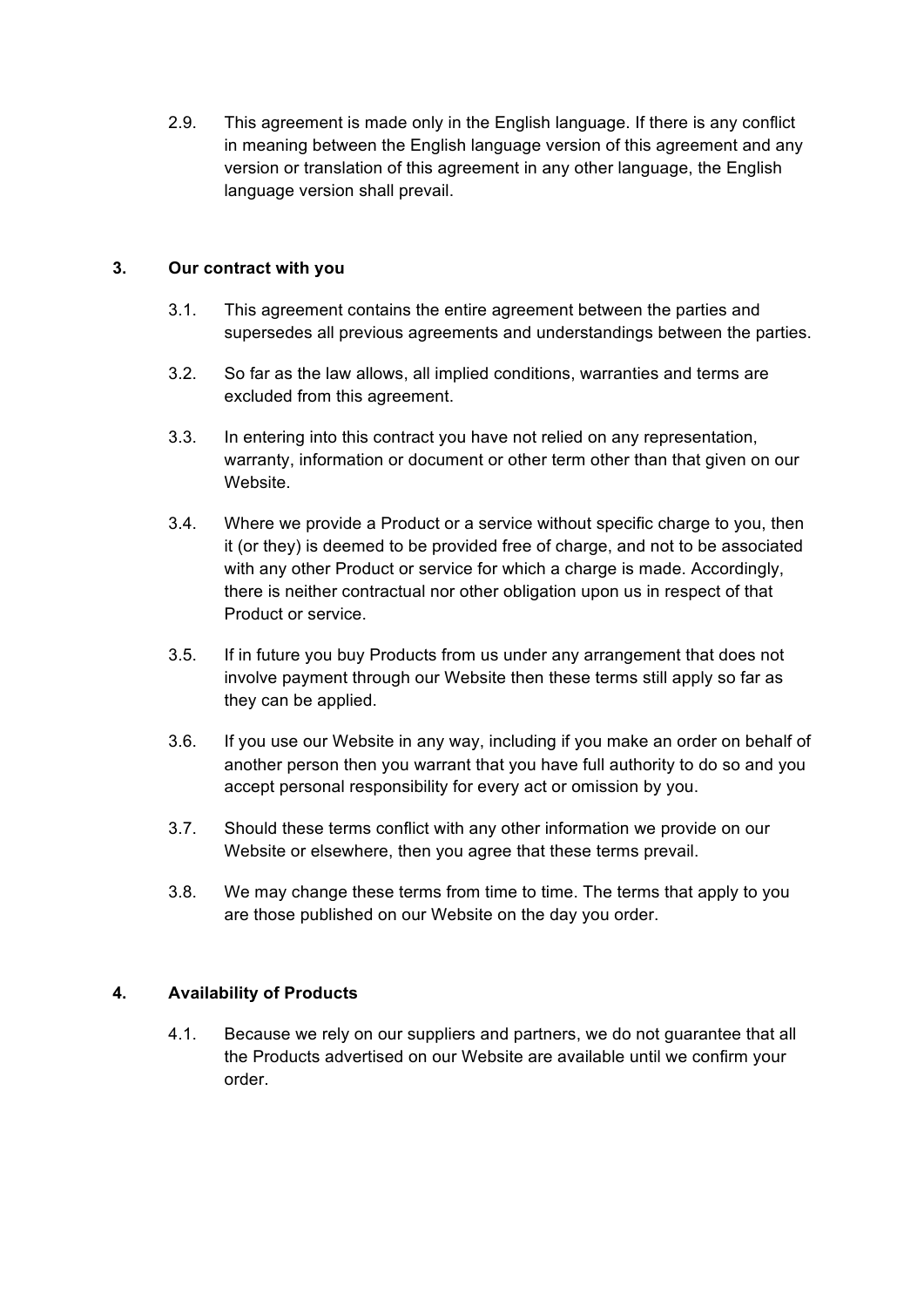2.9. This agreement is made only in the English language. If there is any conflict in meaning between the English language version of this agreement and any version or translation of this agreement in any other language, the English language version shall prevail.

## 3. Our contract with you

3.1. This agreement contains the entire agreement between the parties and supersedes all previous agreements and understandings between the parties.

3.2. So far as the law allows, all implied conditions, warranties and terms are excluded from this agreement.

3.3. In entering into this contract you have not relied on any representation, warranty, information or document or other term other than that given on our Website.

3.4. Where we provide a Product or a service without specific charge to you, then it (or they) is deemed to be provided free of charge, and not to be associated with any other Product or service for which a charge is made. Accordingly, there is neither contractual nor other obligation upon us in respect of that Product or service.

3.5. If in future you buy Products from us under any arrangement that does not involve payment through our Website then these terms still apply so far as they can be applied.

3.6. If you use our Website in any way, including if you make an order on behalf of another person then you warrant that you have full authority to do so and you accept personal responsibility for every act or omission by you.

3.7. Should these terms conflict with any other information we provide on our Website or elsewhere, then you agree that these terms prevail.

3.8. We may change these terms from time to time. The terms that apply to you are those published on our Website on the day you order.

## 4. Availability of Products

4.1. Because we rely on our suppliers and partners, we do not guarantee that all the Products advertised on our Website are available until we confirm your order.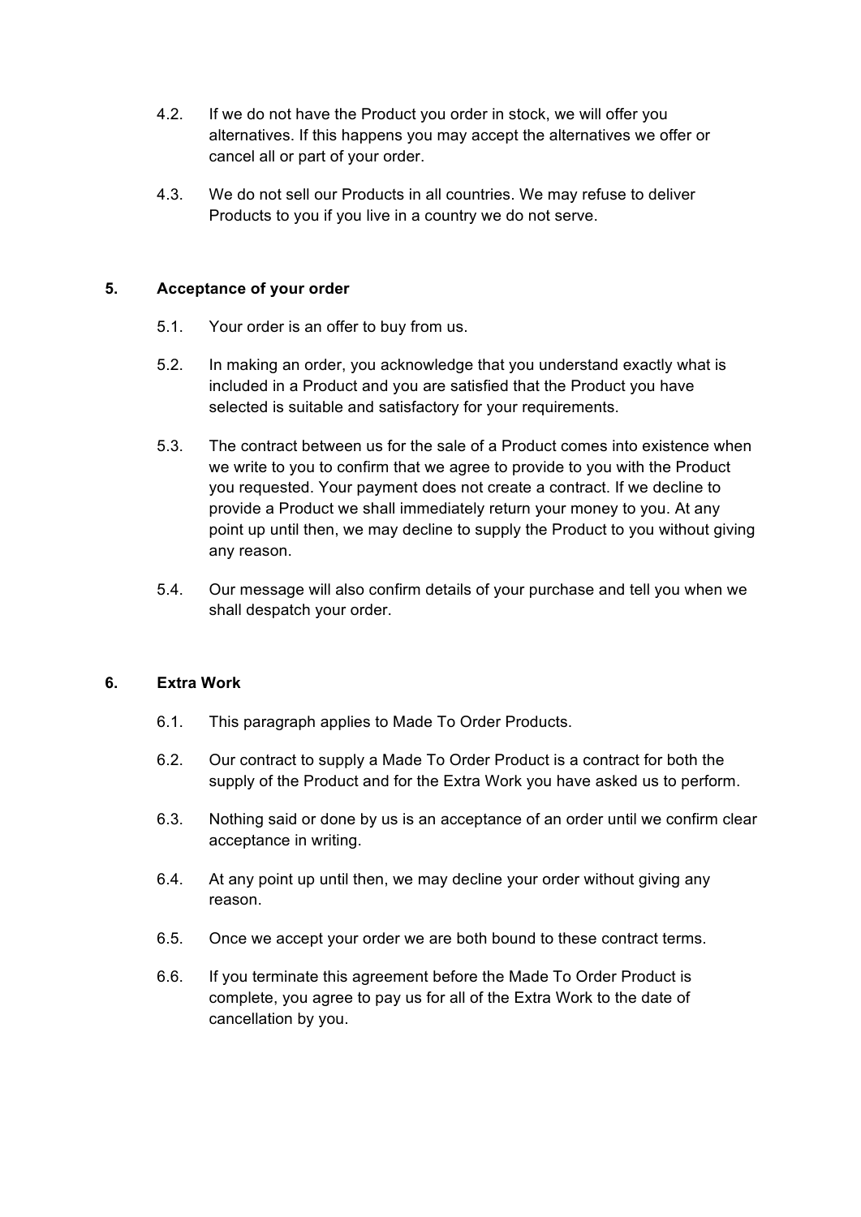4.2. If we do not have the Product you order in stock, we will offer you alternatives. If this happens you may accept the alternatives we offer or cancel all or part of your order.

4.3. We do not sell our Products in all countries. We may refuse to deliver Products to you if you live in a country we do not serve.

## 5. Acceptance of your order

5.1. Your order is an offer to buy from us.

5.2. In making an order, you acknowledge that you understand exactly what is included in a Product and you are satisfied that the Product you have selected is suitable and satisfactory for your requirements.

5.3. The contract between us for the sale of a Product comes into existence when we write to you to confirm that we agree to provide to you with the Product you requested. Your payment does not create a contract. If we decline to provide a Product we shall immediately return your money to you. At any point up until then, we may decline to supply the Product to you without giving any reason.

5.4. Our message will also confirm details of your purchase and tell you when we shall despatch your order.

## 6. Extra Work

6.1. This paragraph applies to Made To Order Products.

6.2. Our contract to supply a Made To Order Product is a contract for both the supply of the Product and for the Extra Work you have asked us to perform.

6.3. Nothing said or done by us is an acceptance of an order until we confirm clear acceptance in writing.

6.4. At any point up until then, we may decline your order without giving any reason.

6.5. Once we accept your order we are both bound to these contract terms.

6.6. If you terminate this agreement before the Made To Order Product is complete, you agree to pay us for all of the Extra Work to the date of cancellation by you.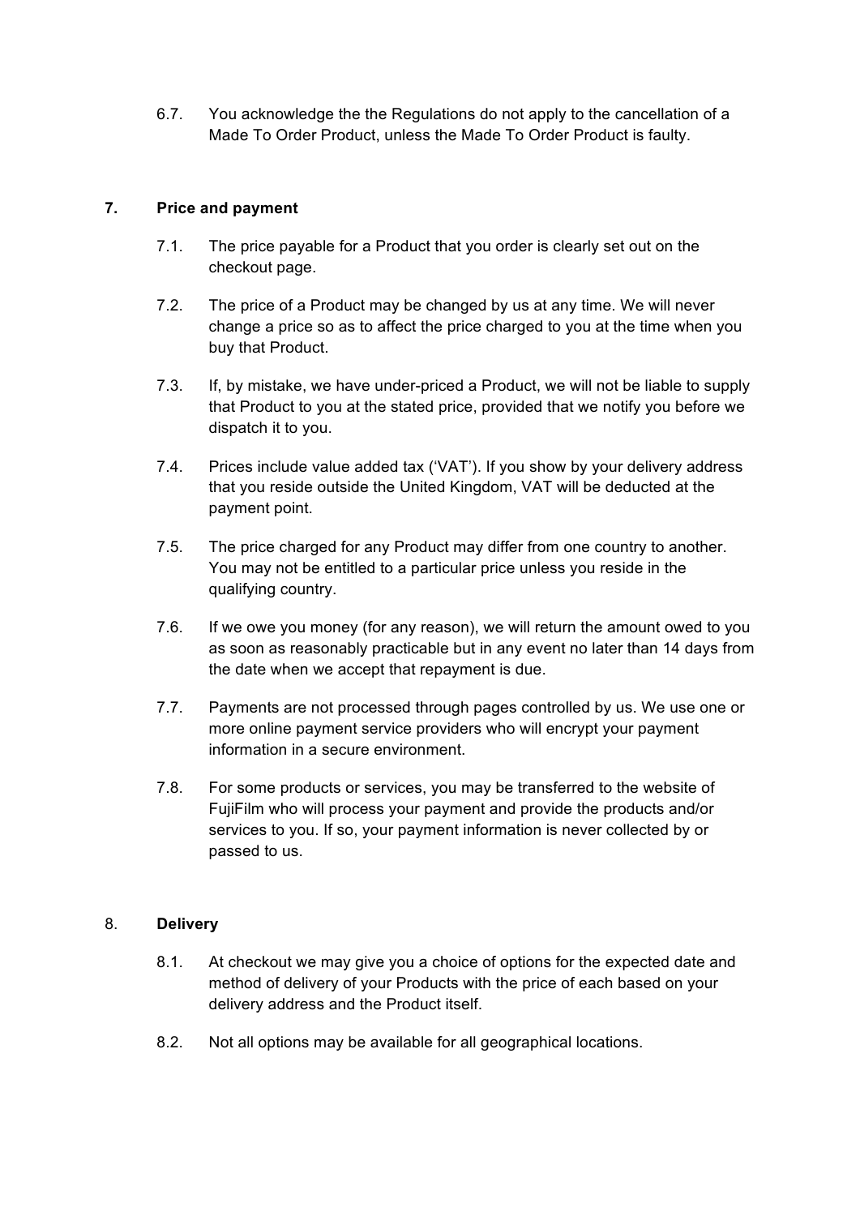6.7. You acknowledge the the Regulations do not apply to the cancellation of a Made To Order Product, unless the Made To Order Product is faulty.

## 7. Price and payment

7.1. The price payable for a Product that you order is clearly set out on the checkout page.

7.2. The price of a Product may be changed by us at any time. We will never change a price so as to affect the price charged to you at the time when you buy that Product.

7.3. If, by mistake, we have under-priced a Product, we will not be liable to supply that Product to you at the stated price, provided that we notify you before we dispatch it to you.

7.4. Prices include value added tax ('VAT'). If you show by your delivery address that you reside outside the United Kingdom, VAT will be deducted at the payment point.

7.5. The price charged for any Product may differ from one country to another. You may not be entitled to a particular price unless you reside in the qualifying country.

7.6. If we owe you money (for any reason), we will return the amount owed to you as soon as reasonably practicable but in any event no later than 14 days from the date when we accept that repayment is due.

7.7. Payments are not processed through pages controlled by us. We use one or more online payment service providers who will encrypt your payment information in a secure environment.

7.8. For some products or services, you may be transferred to the website of FujiFilm who will process your payment and provide the products and/or services to you. If so, your payment information is never collected by or passed to us.

## 8. Delivery

8.1. At checkout we may give you a choice of options for the expected date and method of delivery of your Products with the price of each based on your delivery address and the Product itself.

8.2. Not all options may be available for all geographical locations.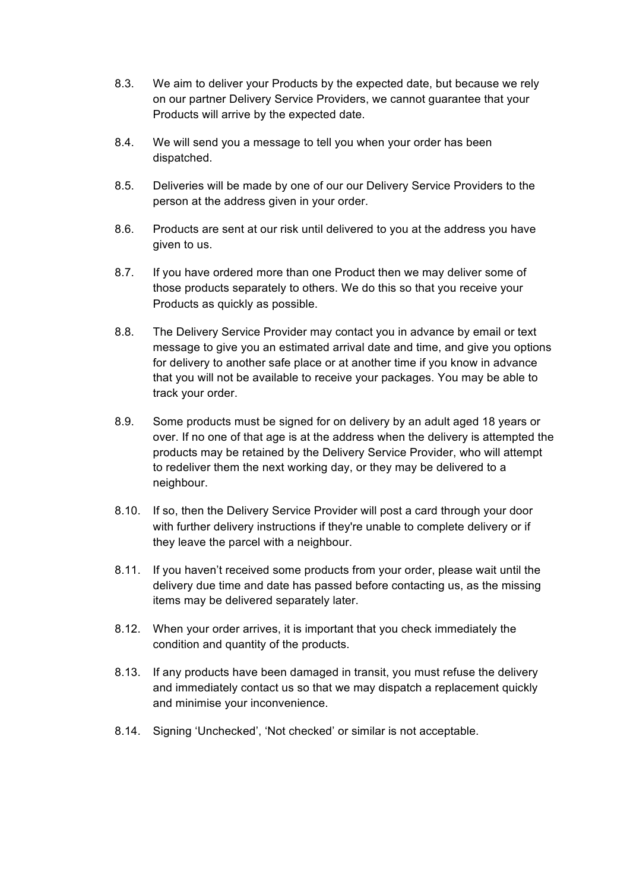8.3. We aim to deliver your Products by the expected date, but because we rely on our partner Delivery Service Providers, we cannot guarantee that your Products will arrive by the expected date.

8.4. We will send you a message to tell you when your order has been dispatched.

8.5. Deliveries will be made by one of our our Delivery Service Providers to the person at the address given in your order.

8.6. Products are sent at our risk until delivered to you at the address you have given to us.

8.7. If you have ordered more than one Product then we may deliver some of those products separately to others. We do this so that you receive your Products as quickly as possible.

8.8. The Delivery Service Provider may contact you in advance by email or text message to give you an estimated arrival date and time, and give you options for delivery to another safe place or at another time if you know in advance that you will not be available to receive your packages. You may be able to track your order.

8.9. Some products must be signed for on delivery by an adult aged 18 years or over. If no one of that age is at the address when the delivery is attempted the products may be retained by the Delivery Service Provider, who will attempt to redeliver them the next working day, or they may be delivered to a neighbour.

8.10. If so, then the Delivery Service Provider will post a card through your door with further delivery instructions if they're unable to complete delivery or if they leave the parcel with a neighbour.

8.11. If you haven't received some products from your order, please wait until the delivery due time and date has passed before contacting us, as the missing items may be delivered separately later.

8.12. When your order arrives, it is important that you check immediately the condition and quantity of the products.

8.13. If any products have been damaged in transit, you must refuse the delivery and immediately contact us so that we may dispatch a replacement quickly and minimise your inconvenience.

8.14. Signing 'Unchecked', 'Not checked' or similar is not acceptable.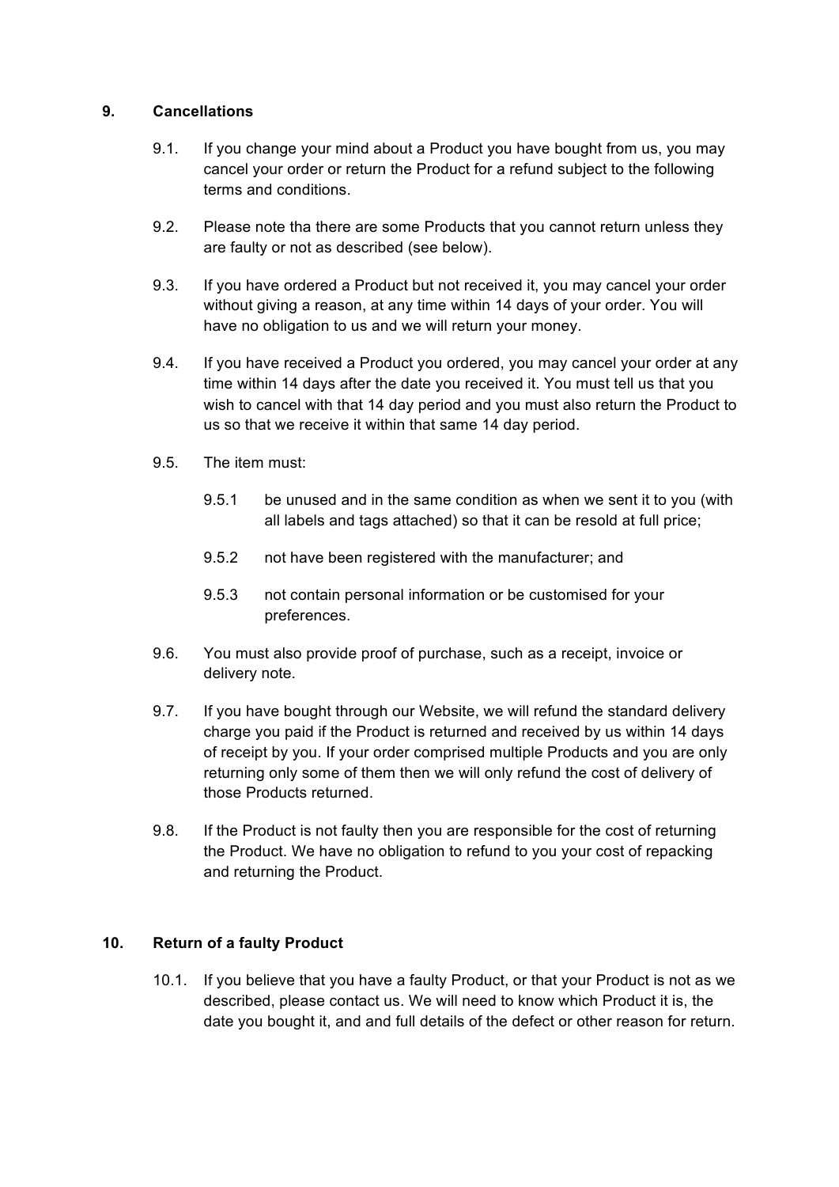## 9. Cancellations

9.1. If you change your mind about a Product you have bought from us, you may cancel your order or return the Product for a refund subject to the following terms and conditions.

9.2. Please note tha there are some Products that you cannot return unless they are faulty or not as described (see below).

9.3. If you have ordered a Product but not received it, you may cancel your order without giving a reason, at any time within 14 days of your order. You will have no obligation to us and we will return your money.

9.4. If you have received a Product you ordered, you may cancel your order at any time within 14 days after the date you received it. You must tell us that you wish to cancel with that 14 day period and you must also return the Product to us so that we receive it within that same 14 day period.

9.5. The item must:

9.5.1 be unused and in the same condition as when we sent it to you (with all labels and tags attached) so that it can be resold at full price;

9.5.2 not have been registered with the manufacturer; and

9.5.3 not contain personal information or be customised for your preferences.

9.6. You must also provide proof of purchase, such as a receipt, invoice or delivery note.

9.7. If you have bought through our Website, we will refund the standard delivery charge you paid if the Product is returned and received by us within 14 days of receipt by you. If your order comprised multiple Products and you are only returning only some of them then we will only refund the cost of delivery of those Products returned.

9.8. If the Product is not faulty then you are responsible for the cost of returning the Product. We have no obligation to refund to you your cost of repacking and returning the Product.

## 10. Return of a faulty Product

10.1. If you believe that you have a faulty Product, or that your Product is not as we described, please contact us. We will need to know which Product it is, the date you bought it, and and full details of the defect or other reason for return.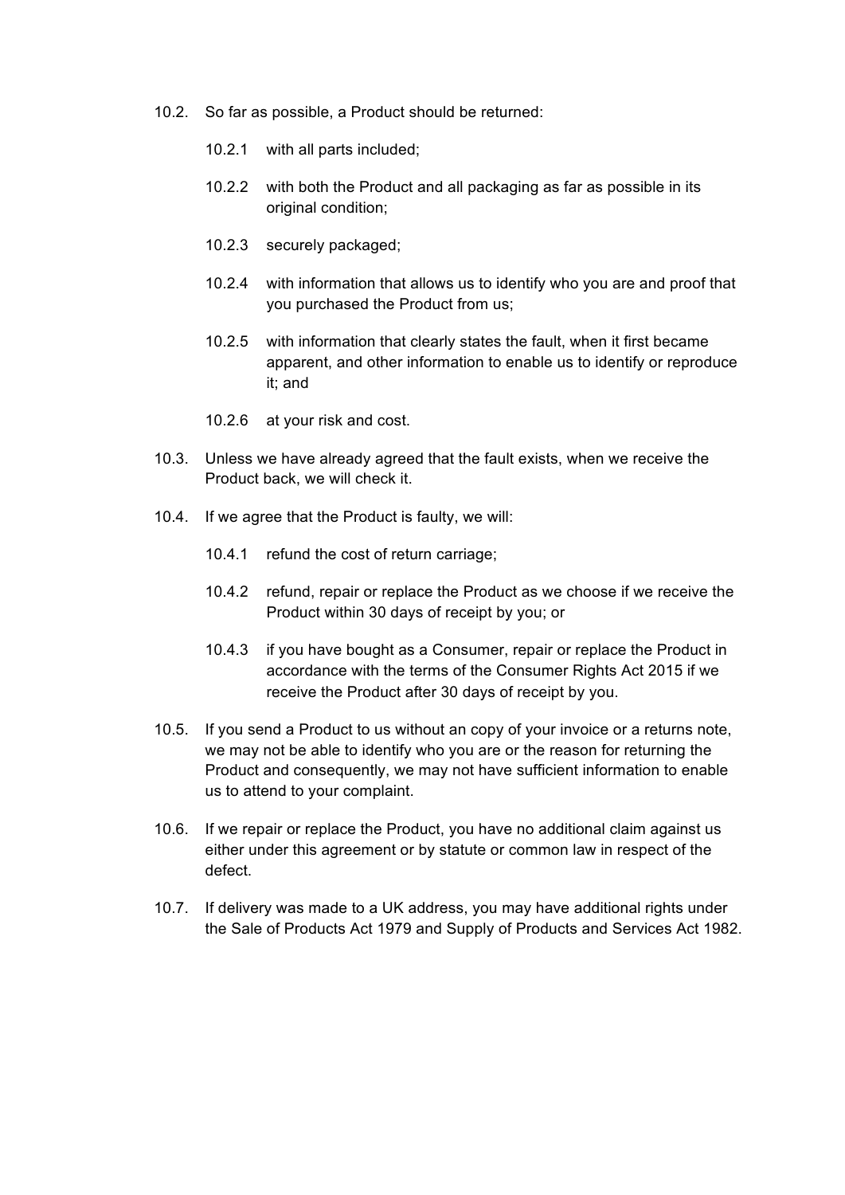10.2. So far as possible, a Product should be returned:

  10.2.1 with all parts included;

  10.2.2 with both the Product and all packaging as far as possible in its original condition;

  10.2.3 securely packaged;

  10.2.4 with information that allows us to identify who you are and proof that you purchased the Product from us;

  10.2.5 with information that clearly states the fault, when it first became apparent, and other information to enable us to identify or reproduce it; and

  10.2.6 at your risk and cost.

10.3. Unless we have already agreed that the fault exists, when we receive the Product back, we will check it.

10.4. If we agree that the Product is faulty, we will:

  10.4.1 refund the cost of return carriage;

  10.4.2 refund, repair or replace the Product as we choose if we receive the Product within 30 days of receipt by you; or

  10.4.3 if you have bought as a Consumer, repair or replace the Product in accordance with the terms of the Consumer Rights Act 2015 if we receive the Product after 30 days of receipt by you.

10.5. If you send a Product to us without an copy of your invoice or a returns note, we may not be able to identify who you are or the reason for returning the Product and consequently, we may not have sufficient information to enable us to attend to your complaint.

10.6. If we repair or replace the Product, you have no additional claim against us either under this agreement or by statute or common law in respect of the defect.

10.7. If delivery was made to a UK address, you may have additional rights under the Sale of Products Act 1979 and Supply of Products and Services Act 1982.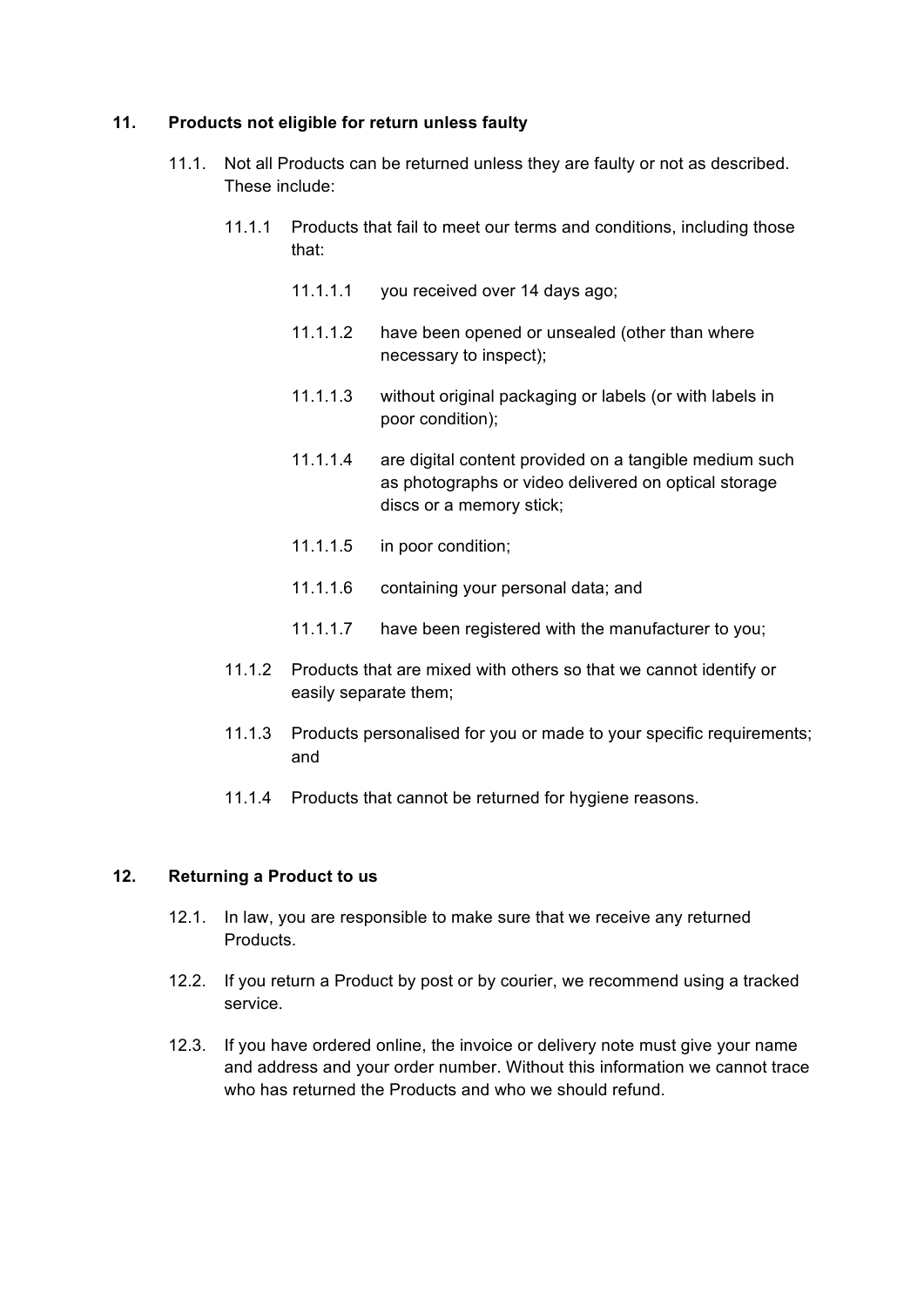## 11. Products not eligible for return unless faulty

11.1. Not all Products can be returned unless they are faulty or not as described. These include:

11.1.1 Products that fail to meet our terms and conditions, including those that:

11.1.1.1 you received over 14 days ago;

11.1.1.2 have been opened or unsealed (other than where necessary to inspect);

11.1.1.3 without original packaging or labels (or with labels in poor condition);

11.1.1.4 are digital content provided on a tangible medium such as photographs or video delivered on optical storage discs or a memory stick;

11.1.1.5 in poor condition;

11.1.1.6 containing your personal data; and

11.1.1.7 have been registered with the manufacturer to you;

11.1.2 Products that are mixed with others so that we cannot identify or easily separate them;

11.1.3 Products personalised for you or made to your specific requirements; and

11.1.4 Products that cannot be returned for hygiene reasons.

## 12. Returning a Product to us

12.1. In law, you are responsible to make sure that we receive any returned Products.

12.2. If you return a Product by post or by courier, we recommend using a tracked service.

12.3. If you have ordered online, the invoice or delivery note must give your name and address and your order number. Without this information we cannot trace who has returned the Products and who we should refund.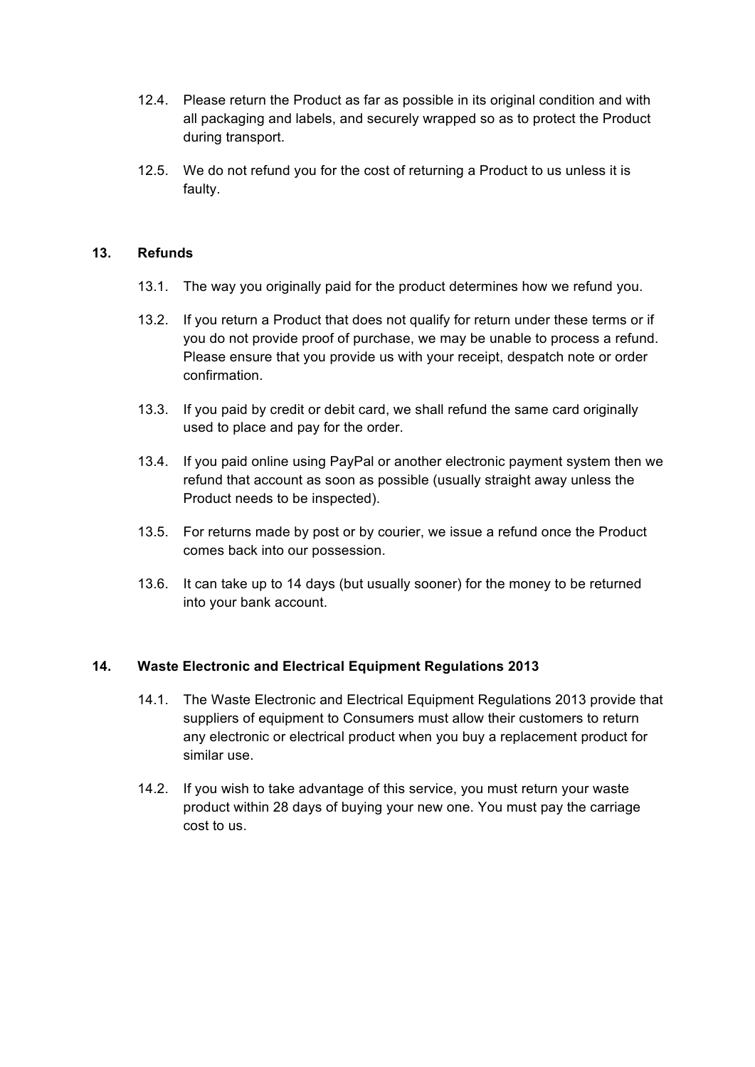12.4. Please return the Product as far as possible in its original condition and with all packaging and labels, and securely wrapped so as to protect the Product during transport.

12.5. We do not refund you for the cost of returning a Product to us unless it is faulty.

## 13. Refunds

13.1. The way you originally paid for the product determines how we refund you.

13.2. If you return a Product that does not qualify for return under these terms or if you do not provide proof of purchase, we may be unable to process a refund. Please ensure that you provide us with your receipt, despatch note or order confirmation.

13.3. If you paid by credit or debit card, we shall refund the same card originally used to place and pay for the order.

13.4. If you paid online using PayPal or another electronic payment system then we refund that account as soon as possible (usually straight away unless the Product needs to be inspected).

13.5. For returns made by post or by courier, we issue a refund once the Product comes back into our possession.

13.6. It can take up to 14 days (but usually sooner) for the money to be returned into your bank account.

## 14. Waste Electronic and Electrical Equipment Regulations 2013

14.1. The Waste Electronic and Electrical Equipment Regulations 2013 provide that suppliers of equipment to Consumers must allow their customers to return any electronic or electrical product when you buy a replacement product for similar use.

14.2. If you wish to take advantage of this service, you must return your waste product within 28 days of buying your new one. You must pay the carriage cost to us.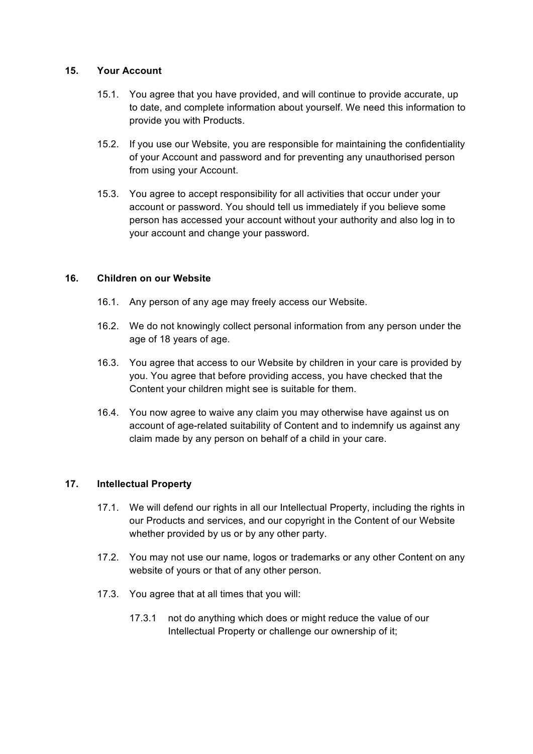## 15. Your Account

15.1. You agree that you have provided, and will continue to provide accurate, up to date, and complete information about yourself. We need this information to provide you with Products.

15.2. If you use our Website, you are responsible for maintaining the confidentiality of your Account and password and for preventing any unauthorised person from using your Account.

15.3. You agree to accept responsibility for all activities that occur under your account or password. You should tell us immediately if you believe some person has accessed your account without your authority and also log in to your account and change your password.

## 16. Children on our Website

16.1. Any person of any age may freely access our Website.

16.2. We do not knowingly collect personal information from any person under the age of 18 years of age.

16.3. You agree that access to our Website by children in your care is provided by you. You agree that before providing access, you have checked that the Content your children might see is suitable for them.

16.4. You now agree to waive any claim you may otherwise have against us on account of age-related suitability of Content and to indemnify us against any claim made by any person on behalf of a child in your care.

## 17. Intellectual Property

17.1. We will defend our rights in all our Intellectual Property, including the rights in our Products and services, and our copyright in the Content of our Website whether provided by us or by any other party.

17.2. You may not use our name, logos or trademarks or any other Content on any website of yours or that of any other person.

17.3. You agree that at all times that you will:

17.3.1 not do anything which does or might reduce the value of our Intellectual Property or challenge our ownership of it;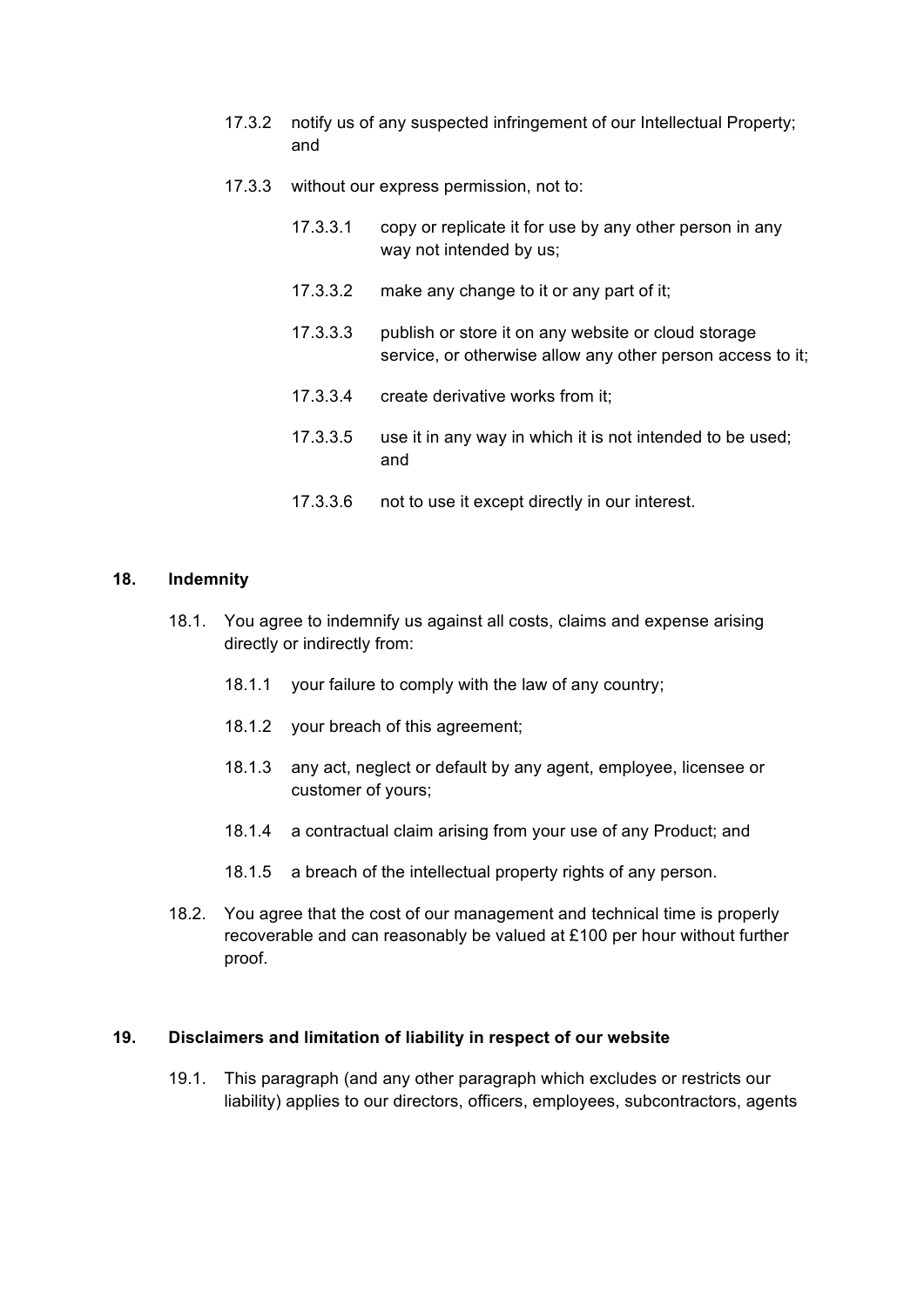17.3.2 notify us of any suspected infringement of our Intellectual Property; and

17.3.3 without our express permission, not to:

17.3.3.1 copy or replicate it for use by any other person in any way not intended by us;

17.3.3.2 make any change to it or any part of it;

17.3.3.3 publish or store it on any website or cloud storage service, or otherwise allow any other person access to it;

17.3.3.4 create derivative works from it;

17.3.3.5 use it in any way in which it is not intended to be used; and

17.3.3.6 not to use it except directly in our interest.

## 18. Indemnity

18.1. You agree to indemnify us against all costs, claims and expense arising directly or indirectly from:

18.1.1 your failure to comply with the law of any country;

18.1.2 your breach of this agreement;

18.1.3 any act, neglect or default by any agent, employee, licensee or customer of yours;

18.1.4 a contractual claim arising from your use of any Product; and

18.1.5 a breach of the intellectual property rights of any person.

18.2. You agree that the cost of our management and technical time is properly recoverable and can reasonably be valued at £100 per hour without further proof.

## 19. Disclaimers and limitation of liability in respect of our website

19.1. This paragraph (and any other paragraph which excludes or restricts our liability) applies to our directors, officers, employees, subcontractors, agents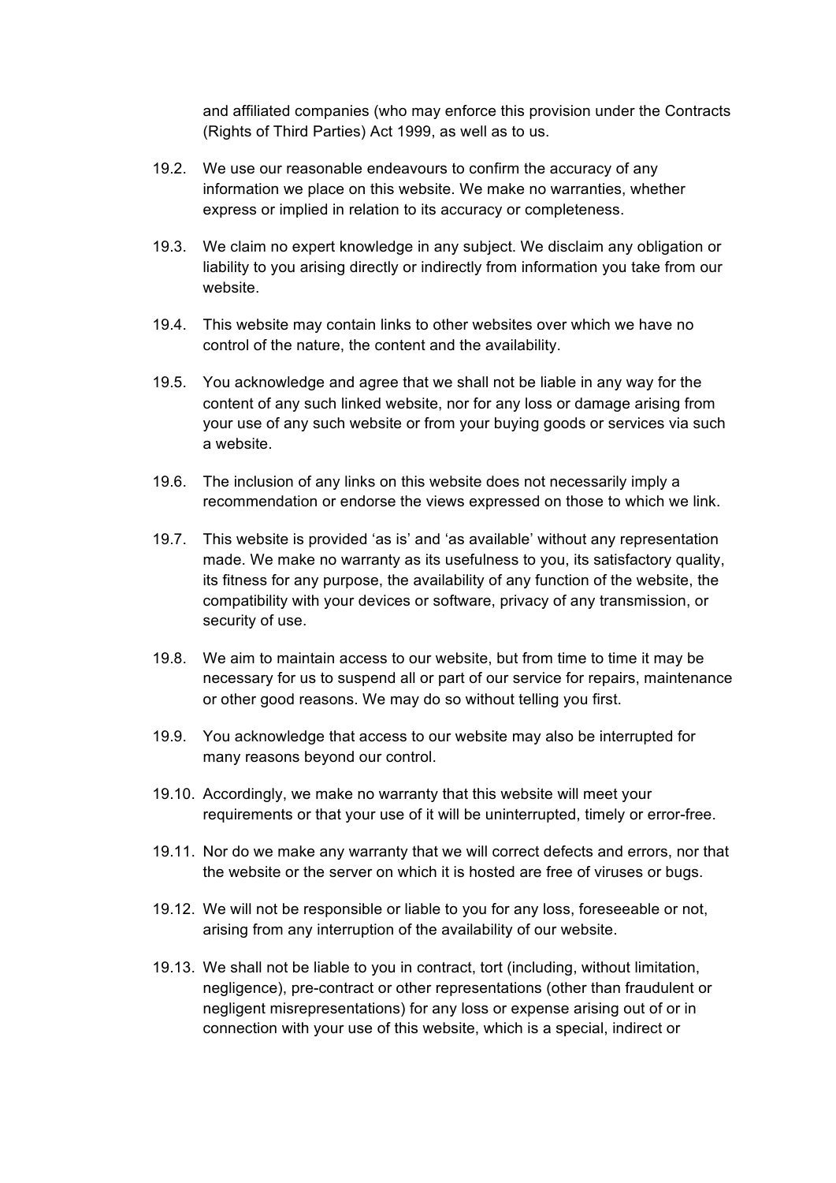and affiliated companies (who may enforce this provision under the Contracts (Rights of Third Parties) Act 1999, as well as to us.

19.2. We use our reasonable endeavours to confirm the accuracy of any information we place on this website. We make no warranties, whether express or implied in relation to its accuracy or completeness.

19.3. We claim no expert knowledge in any subject. We disclaim any obligation or liability to you arising directly or indirectly from information you take from our website.

19.4. This website may contain links to other websites over which we have no control of the nature, the content and the availability.

19.5. You acknowledge and agree that we shall not be liable in any way for the content of any such linked website, nor for any loss or damage arising from your use of any such website or from your buying goods or services via such a website.

19.6. The inclusion of any links on this website does not necessarily imply a recommendation or endorse the views expressed on those to which we link.

19.7. This website is provided 'as is' and 'as available' without any representation made. We make no warranty as its usefulness to you, its satisfactory quality, its fitness for any purpose, the availability of any function of the website, the compatibility with your devices or software, privacy of any transmission, or security of use.

19.8. We aim to maintain access to our website, but from time to time it may be necessary for us to suspend all or part of our service for repairs, maintenance or other good reasons. We may do so without telling you first.

19.9. You acknowledge that access to our website may also be interrupted for many reasons beyond our control.

19.10. Accordingly, we make no warranty that this website will meet your requirements or that your use of it will be uninterrupted, timely or error-free.

19.11. Nor do we make any warranty that we will correct defects and errors, nor that the website or the server on which it is hosted are free of viruses or bugs.

19.12. We will not be responsible or liable to you for any loss, foreseeable or not, arising from any interruption of the availability of our website.

19.13. We shall not be liable to you in contract, tort (including, without limitation, negligence), pre-contract or other representations (other than fraudulent or negligent misrepresentations) for any loss or expense arising out of or in connection with your use of this website, which is a special, indirect or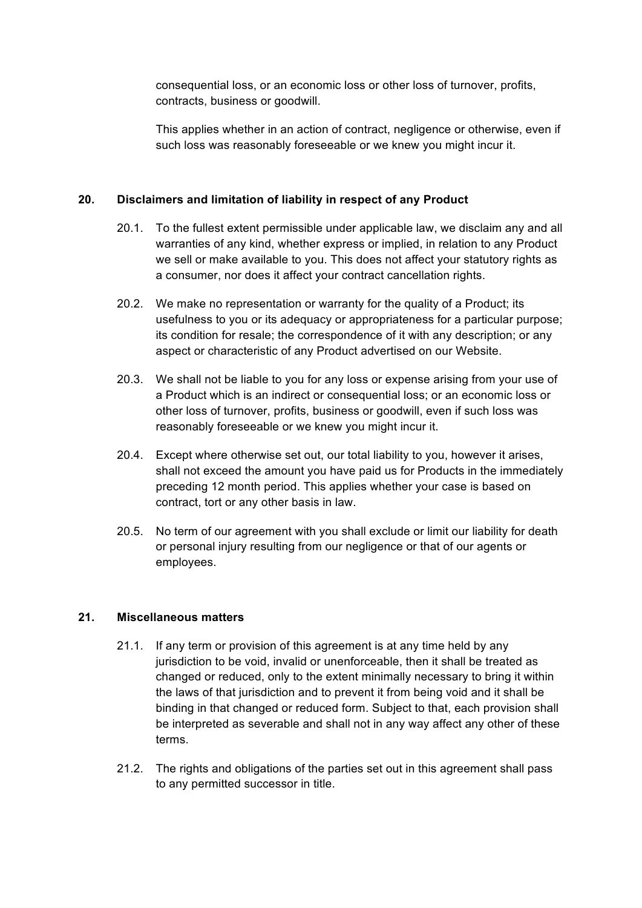consequential loss, or an economic loss or other loss of turnover, profits, contracts, business or goodwill.

This applies whether in an action of contract, negligence or otherwise, even if such loss was reasonably foreseeable or we knew you might incur it.

## 20. Disclaimers and limitation of liability in respect of any Product

20.1. To the fullest extent permissible under applicable law, we disclaim any and all warranties of any kind, whether express or implied, in relation to any Product we sell or make available to you. This does not affect your statutory rights as a consumer, nor does it affect your contract cancellation rights.

20.2. We make no representation or warranty for the quality of a Product; its usefulness to you or its adequacy or appropriateness for a particular purpose; its condition for resale; the correspondence of it with any description; or any aspect or characteristic of any Product advertised on our Website.

20.3. We shall not be liable to you for any loss or expense arising from your use of a Product which is an indirect or consequential loss; or an economic loss or other loss of turnover, profits, business or goodwill, even if such loss was reasonably foreseeable or we knew you might incur it.

20.4. Except where otherwise set out, our total liability to you, however it arises, shall not exceed the amount you have paid us for Products in the immediately preceding 12 month period. This applies whether your case is based on contract, tort or any other basis in law.

20.5. No term of our agreement with you shall exclude or limit our liability for death or personal injury resulting from our negligence or that of our agents or employees.

## 21. Miscellaneous matters

21.1. If any term or provision of this agreement is at any time held by any jurisdiction to be void, invalid or unenforceable, then it shall be treated as changed or reduced, only to the extent minimally necessary to bring it within the laws of that jurisdiction and to prevent it from being void and it shall be binding in that changed or reduced form. Subject to that, each provision shall be interpreted as severable and shall not in any way affect any other of these terms.

21.2. The rights and obligations of the parties set out in this agreement shall pass to any permitted successor in title.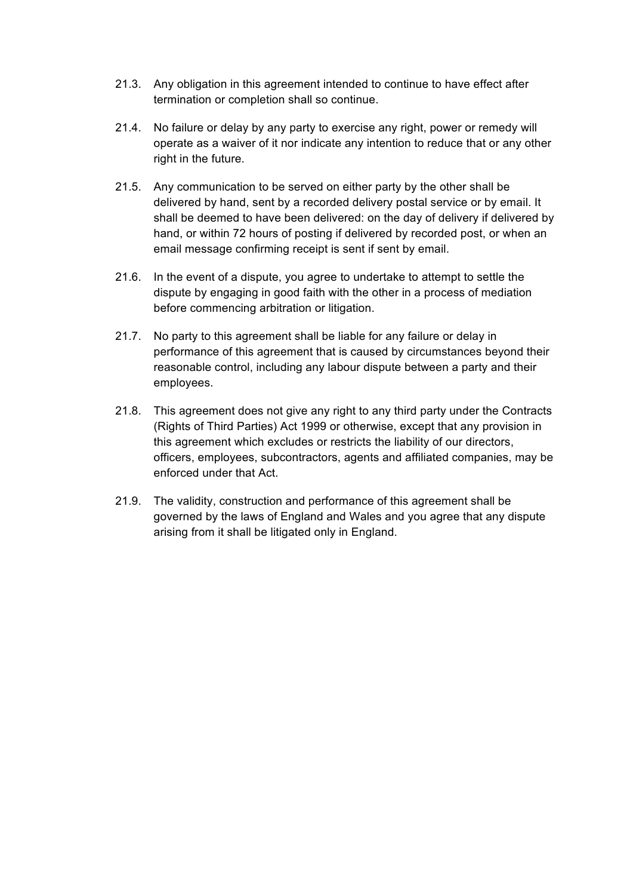21.3. Any obligation in this agreement intended to continue to have effect after termination or completion shall so continue.

21.4. No failure or delay by any party to exercise any right, power or remedy will operate as a waiver of it nor indicate any intention to reduce that or any other right in the future.

21.5. Any communication to be served on either party by the other shall be delivered by hand, sent by a recorded delivery postal service or by email. It shall be deemed to have been delivered: on the day of delivery if delivered by hand, or within 72 hours of posting if delivered by recorded post, or when an email message confirming receipt is sent if sent by email.

21.6. In the event of a dispute, you agree to undertake to attempt to settle the dispute by engaging in good faith with the other in a process of mediation before commencing arbitration or litigation.

21.7. No party to this agreement shall be liable for any failure or delay in performance of this agreement that is caused by circumstances beyond their reasonable control, including any labour dispute between a party and their employees.

21.8. This agreement does not give any right to any third party under the Contracts (Rights of Third Parties) Act 1999 or otherwise, except that any provision in this agreement which excludes or restricts the liability of our directors, officers, employees, subcontractors, agents and affiliated companies, may be enforced under that Act.

21.9. The validity, construction and performance of this agreement shall be governed by the laws of England and Wales and you agree that any dispute arising from it shall be litigated only in England.